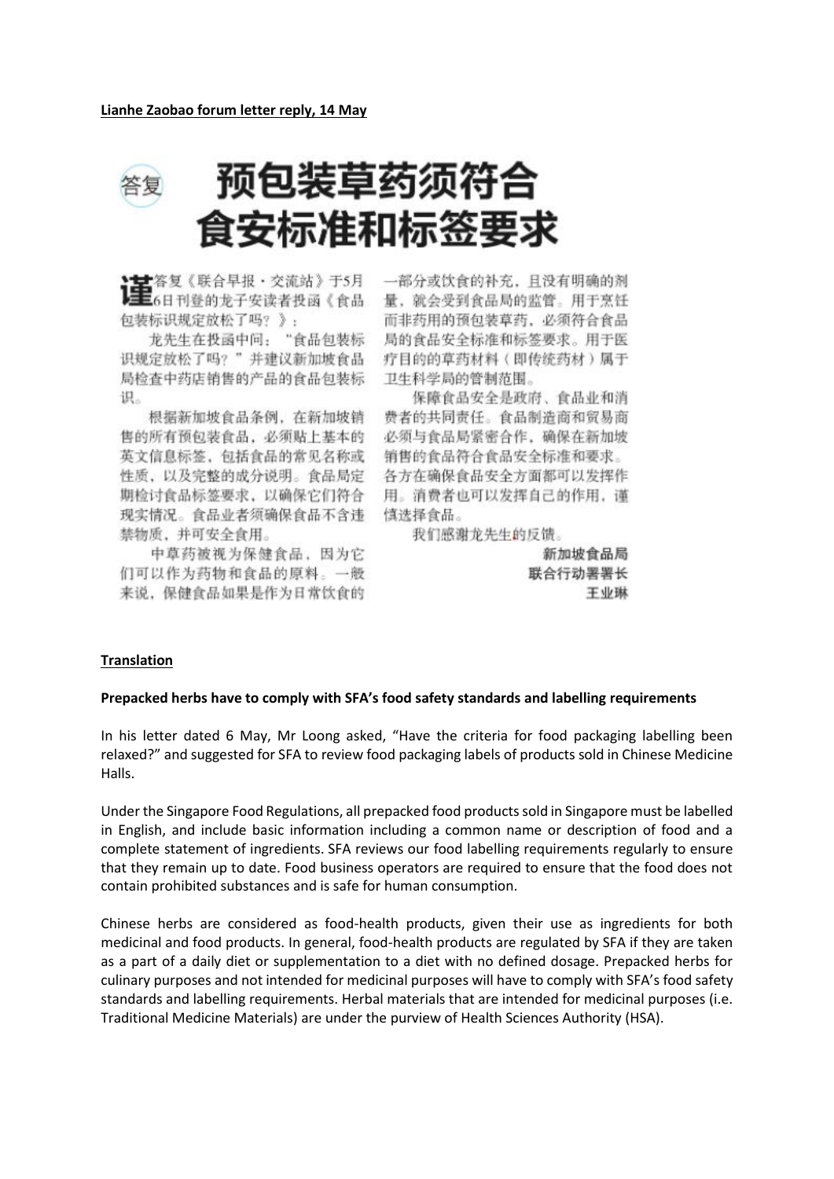**Lianhe Zaobao forum letter reply, 14 May**

答复

# 预包装草药须符合食安标准和标签要求

谨答复《联合早报·交流站》于5月6日刊登的龙子安读者投函《食品包装标识规定放松了吗？》：

龙先生在投函中问："食品包装标识规定放松了吗？"并建议新加坡食品局检查中药店销售的产品的食品包装标识。

根据新加坡食品条例，在新加坡销售的所有预包装食品，必须贴上基本的英文信息标签，包括食品的常见名称或性质，以及完整的成分说明。食品局定期检讨食品标签要求，以确保它们符合现实情况。食品业者须确保食品不含违禁物质，并可安全食用。

中草药被视为保健食品，因为它们可以作为药物和食品的原料。一般来说，保健食品如果是作为日常饮食的一部分或饮食的补充，且没有明确的剂量，就会受到食品局的监管。用于烹饪而非药用的预包装草药，必须符合食品局的食品安全标准和标签要求。用于医疗目的的草药材料（即传统药材）属于卫生科学局的管制范围。

保障食品安全是政府、食品业和消费者的共同责任。食品制造商和贸易商必须与食品局紧密合作，确保在新加坡销售的食品符合食品安全标准和要求。各方在确保食品安全方面都可以发挥作用。消费者也可以发挥自己的作用，谨慎选择食品。

我们感谢龙先生的反馈。

新加坡食品局
联合行动署署长
王业琳

**Translation**

**Prepacked herbs have to comply with SFA's food safety standards and labelling requirements**

In his letter dated 6 May, Mr Loong asked, "Have the criteria for food packaging labelling been relaxed?" and suggested for SFA to review food packaging labels of products sold in Chinese Medicine Halls.

Under the Singapore Food Regulations, all prepacked food products sold in Singapore must be labelled in English, and include basic information including a common name or description of food and a complete statement of ingredients. SFA reviews our food labelling requirements regularly to ensure that they remain up to date. Food business operators are required to ensure that the food does not contain prohibited substances and is safe for human consumption.

Chinese herbs are considered as food-health products, given their use as ingredients for both medicinal and food products. In general, food-health products are regulated by SFA if they are taken as a part of a daily diet or supplementation to a diet with no defined dosage. Prepacked herbs for culinary purposes and not intended for medicinal purposes will have to comply with SFA's food safety standards and labelling requirements. Herbal materials that are intended for medicinal purposes (i.e. Traditional Medicine Materials) are under the purview of Health Sciences Authority (HSA).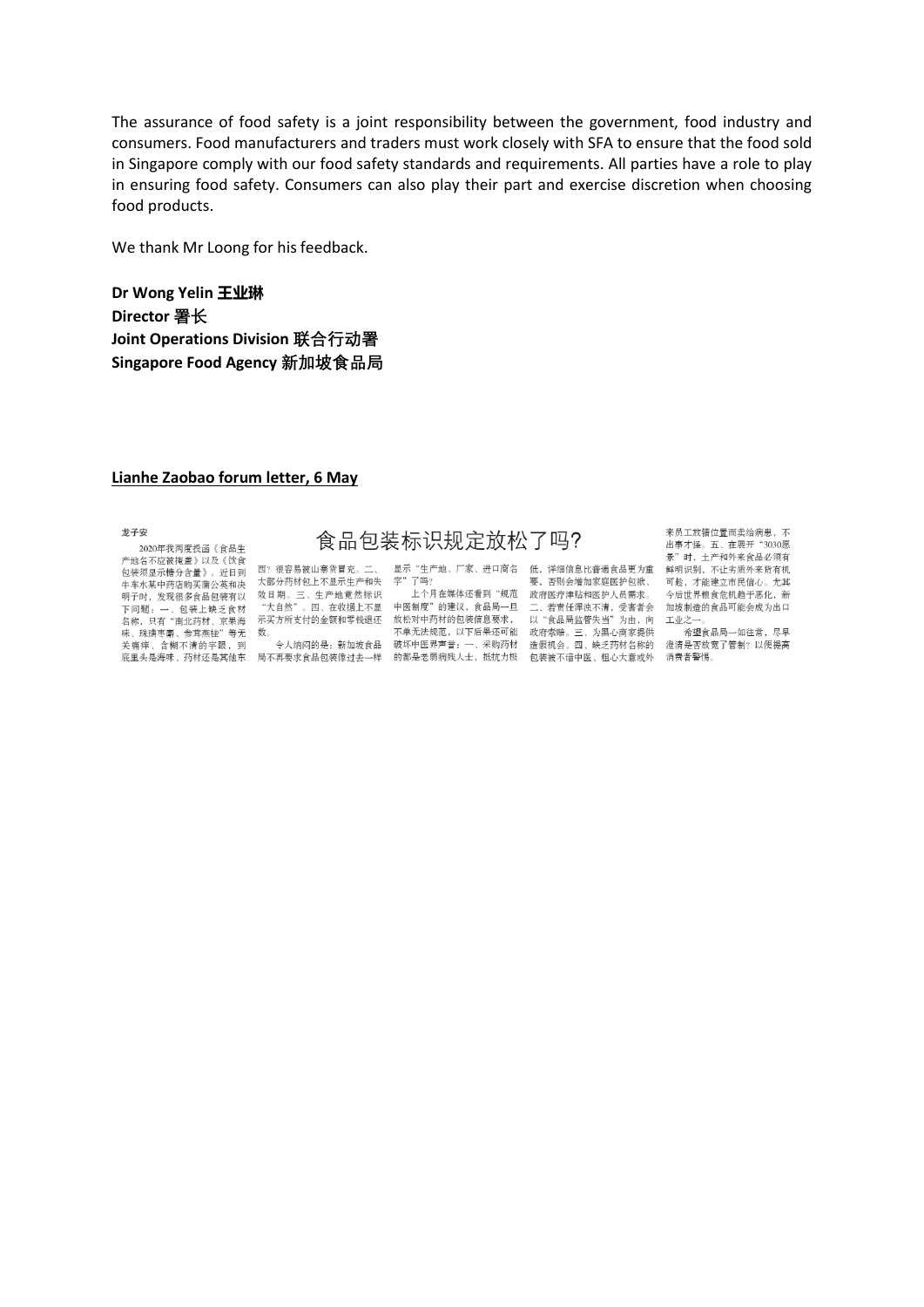The assurance of food safety is a joint responsibility between the government, food industry and consumers. Food manufacturers and traders must work closely with SFA to ensure that the food sold in Singapore comply with our food safety standards and requirements. All parties have a role to play in ensuring food safety. Consumers can also play their part and exercise discretion when choosing food products.

We thank Mr Loong for his feedback.

**Dr Wong Yelin 王业琳**
**Director 署长**
**Joint Operations Division 联合行动署**
**Singapore Food Agency 新加坡食品局**

**Lianhe Zaobao forum letter, 6 May**

# 食品包装标识规定放松了吗?

龙子安

2020年我两度投函《食品生产地名不应被掩盖》以及《饮食包装须显示糖分含量》。近日到牛车水某中药店购买蒲公英和决明子时，发现很多食品包装有以下问题：一、包装上缺乏食材名称，只有"南北药材、京果海味、珠塘枣蓉、参茸燕桂"等无关痛痒、含糊不清的字眼，到底里头是海味，药材还是其他东西？很容易被山寨货冒充。二、大部分药材包上不显示生产和失效日期。三、生产地竟然标识"大自然"。四、在收据上不显示买方所支付的金额和零钱退还数。

令人纳闷的是：新加坡食品局不再要求食品包装像过去一样显示"生产地、厂家、进口商名字"了吗？

上个月在媒体还看到"规范中医制度"的建议，食品局一旦放松对中药材的包装信息要求，不单无法规范，以下后果还可能破坏中医界声誉：一、采购药材的都是老弱病残人士，抵抗力极低，详细信息比普通食品更为重要，否则会增加家庭医护包袱、政府医疗津贴和医护人员需求。二、若责任浑浊不清，受害者会以"食品局监管失当"为由，向政府索赔。三、为黑心商家提供造假机会。四、缺乏药材名称的包装被不谙中医、粗心大意或外来员工放错位置而卖给病患，不出事才怪。五、在展开"3030愿景"时，土产和外来食品必须有鲜明识别，不让劣质外来货有机可趁，才能建立市民信心。尤其今后世界粮食危机趋于恶化，新加坡制造的食品可能会成为出口工业之一。

希望食品局一如往常，尽早澄清是否放宽了管制？以便提高消费者警惕。